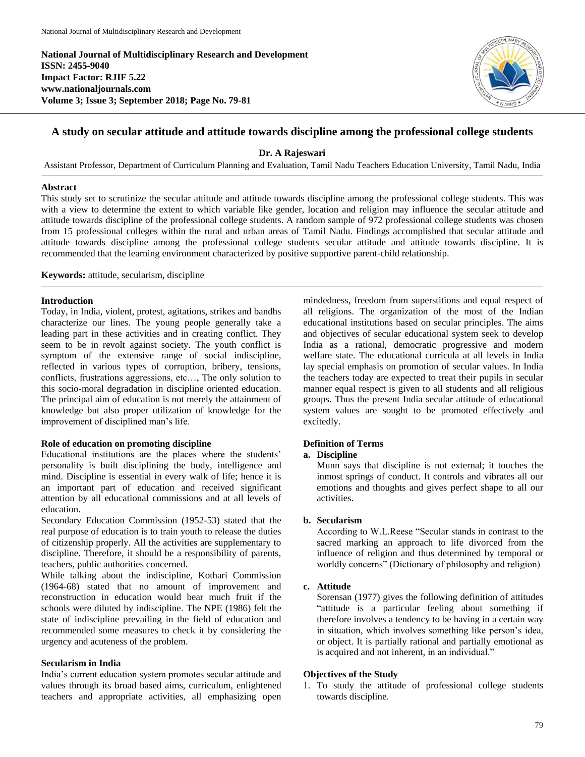National Journal of Multidisciplinary Research and Development
ISSN: 2455-9040
Impact Factor: RJIF 5.22
www.nationaljournals.com
Volume 3; Issue 3; September 2018; Page No. 79-81

# A study on secular attitude and attitude towards discipline among the professional college students

**Dr. A Rajeswari**

Assistant Professor, Department of Curriculum Planning and Evaluation, Tamil Nadu Teachers Education University, Tamil Nadu, India

## Abstract

This study set to scrutinize the secular attitude and attitude towards discipline among the professional college students. This was with a view to determine the extent to which variable like gender, location and religion may influence the secular attitude and attitude towards discipline of the professional college students. A random sample of 972 professional college students was chosen from 15 professional colleges within the rural and urban areas of Tamil Nadu. Findings accomplished that secular attitude and attitude towards discipline among the professional college students secular attitude and attitude towards discipline. It is recommended that the learning environment characterized by positive supportive parent-child relationship.

**Keywords:** attitude, secularism, discipline

## Introduction

Today, in India, violent, protest, agitations, strikes and bandhs characterize our lines. The young people generally take a leading part in these activities and in creating conflict. They seem to be in revolt against society. The youth conflict is symptom of the extensive range of social indiscipline, reflected in various types of corruption, bribery, tensions, conflicts, frustrations aggressions, etc…, The only solution to this socio-moral degradation in discipline oriented education. The principal aim of education is not merely the attainment of knowledge but also proper utilization of knowledge for the improvement of disciplined man's life.

### Role of education on promoting discipline

Educational institutions are the places where the students' personality is built disciplining the body, intelligence and mind. Discipline is essential in every walk of life; hence it is an important part of education and received significant attention by all educational commissions and at all levels of education.

Secondary Education Commission (1952-53) stated that the real purpose of education is to train youth to release the duties of citizenship properly. All the activities are supplementary to discipline. Therefore, it should be a responsibility of parents, teachers, public authorities concerned.

While talking about the indiscipline, Kothari Commission (1964-68) stated that no amount of improvement and reconstruction in education would bear much fruit if the schools were diluted by indiscipline. The NPE (1986) felt the state of indiscipline prevailing in the field of education and recommended some measures to check it by considering the urgency and acuteness of the problem.

### Secularism in India

India's current education system promotes secular attitude and values through its broad based aims, curriculum, enlightened teachers and appropriate activities, all emphasizing open mindedness, freedom from superstitions and equal respect of all religions. The organization of the most of the Indian educational institutions based on secular principles. The aims and objectives of secular educational system seek to develop India as a rational, democratic progressive and modern welfare state. The educational curricula at all levels in India lay special emphasis on promotion of secular values. In India the teachers today are expected to treat their pupils in secular manner equal respect is given to all students and all religious groups. Thus the present India secular attitude of educational system values are sought to be promoted effectively and excitedly.

### Definition of Terms

**a. Discipline**

Munn says that discipline is not external; it touches the inmost springs of conduct. It controls and vibrates all our emotions and thoughts and gives perfect shape to all our activities.

**b. Secularism**

According to W.L.Reese "Secular stands in contrast to the sacred marking an approach to life divorced from the influence of religion and thus determined by temporal or worldly concerns" (Dictionary of philosophy and religion)

**c. Attitude**

Sorensan (1977) gives the following definition of attitudes "attitude is a particular feeling about something if therefore involves a tendency to be having in a certain way in situation, which involves something like person's idea, or object. It is partially rational and partially emotional as is acquired and not inherent, in an individual."

### Objectives of the Study

1. To study the attitude of professional college students towards discipline.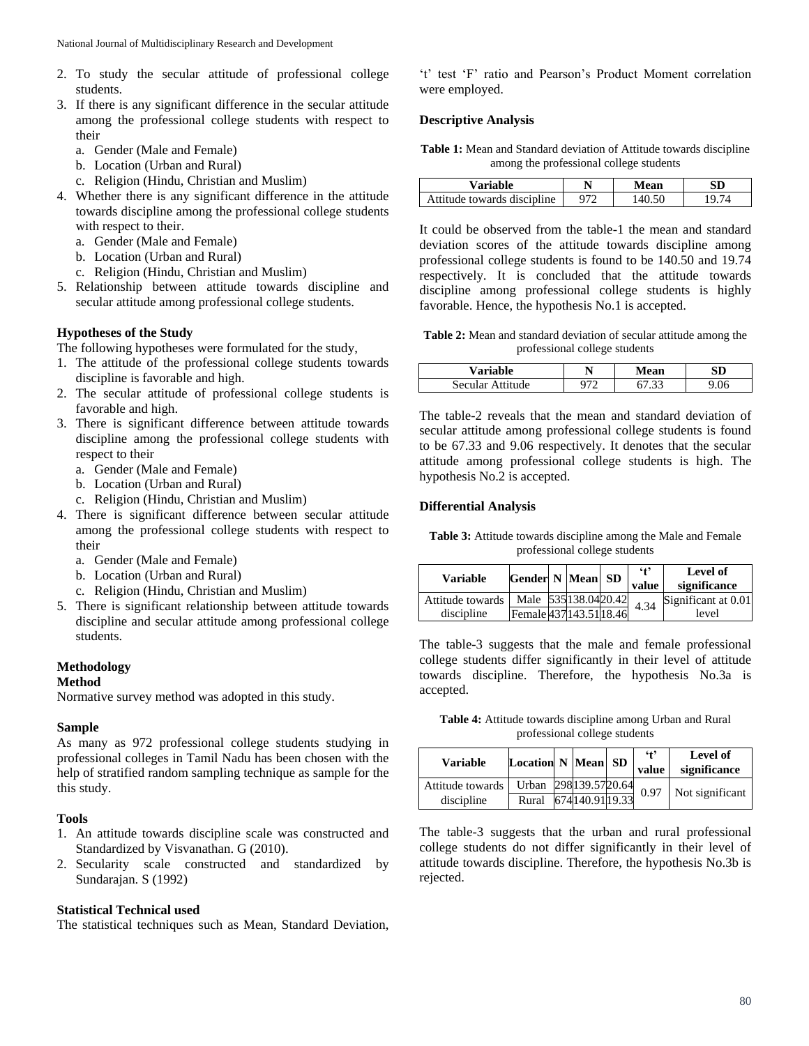2. To study the secular attitude of professional college students.
3. If there is any significant difference in the secular attitude among the professional college students with respect to their
   a. Gender (Male and Female)
   b. Location (Urban and Rural)
   c. Religion (Hindu, Christian and Muslim)
4. Whether there is any significant difference in the attitude towards discipline among the professional college students with respect to their.
   a. Gender (Male and Female)
   b. Location (Urban and Rural)
   c. Religion (Hindu, Christian and Muslim)
5. Relationship between attitude towards discipline and secular attitude among professional college students.

## Hypotheses of the Study

The following hypotheses were formulated for the study,

1. The attitude of the professional college students towards discipline is favorable and high.
2. The secular attitude of professional college students is favorable and high.
3. There is significant difference between attitude towards discipline among the professional college students with respect to their
   a. Gender (Male and Female)
   b. Location (Urban and Rural)
   c. Religion (Hindu, Christian and Muslim)
4. There is significant difference between secular attitude among the professional college students with respect to their
   a. Gender (Male and Female)
   b. Location (Urban and Rural)
   c. Religion (Hindu, Christian and Muslim)
5. There is significant relationship between attitude towards discipline and secular attitude among professional college students.

## Methodology

### Method

Normative survey method was adopted in this study.

### Sample

As many as 972 professional college students studying in professional colleges in Tamil Nadu has been chosen with the help of stratified random sampling technique as sample for the this study.

### Tools

1. An attitude towards discipline scale was constructed and Standardized by Visvanathan. G (2010).
2. Secularity scale constructed and standardized by Sundarajan. S (1992)

### Statistical Technical used

The statistical techniques such as Mean, Standard Deviation, 't' test 'F' ratio and Pearson's Product Moment correlation were employed.

### Descriptive Analysis

**Table 1:** Mean and Standard deviation of Attitude towards discipline among the professional college students

| Variable | N | Mean | SD |
|---|---|---|---|
| Attitude towards discipline | 972 | 140.50 | 19.74 |

It could be observed from the table-1 the mean and standard deviation scores of the attitude towards discipline among professional college students is found to be 140.50 and 19.74 respectively. It is concluded that the attitude towards discipline among professional college students is highly favorable. Hence, the hypothesis No.1 is accepted.

**Table 2:** Mean and standard deviation of secular attitude among the professional college students

| Variable | N | Mean | SD |
|---|---|---|---|
| Secular Attitude | 972 | 67.33 | 9.06 |

The table-2 reveals that the mean and standard deviation of secular attitude among professional college students is found to be 67.33 and 9.06 respectively. It denotes that the secular attitude among professional college students is high. The hypothesis No.2 is accepted.

### Differential Analysis

**Table 3:** Attitude towards discipline among the Male and Female professional college students

| Variable | Gender | N | Mean | SD | 't' value | Level of significance |
|---|---|---|---|---|---|---|
| Attitude towards discipline | Male | 535 | 138.04 | 20.42 | 4.34 | Significant at 0.01 level |
| | Female | 437 | 143.51 | 18.46 | | |

The table-3 suggests that the male and female professional college students differ significantly in their level of attitude towards discipline. Therefore, the hypothesis No.3a is accepted.

**Table 4:** Attitude towards discipline among Urban and Rural professional college students

| Variable | Location | N | Mean | SD | 't' value | Level of significance |
|---|---|---|---|---|---|---|
| Attitude towards discipline | Urban | 298 | 139.57 | 20.64 | 0.97 | Not significant |
| | Rural | 674 | 140.91 | 19.33 | | |

The table-3 suggests that the urban and rural professional college students do not differ significantly in their level of attitude towards discipline. Therefore, the hypothesis No.3b is rejected.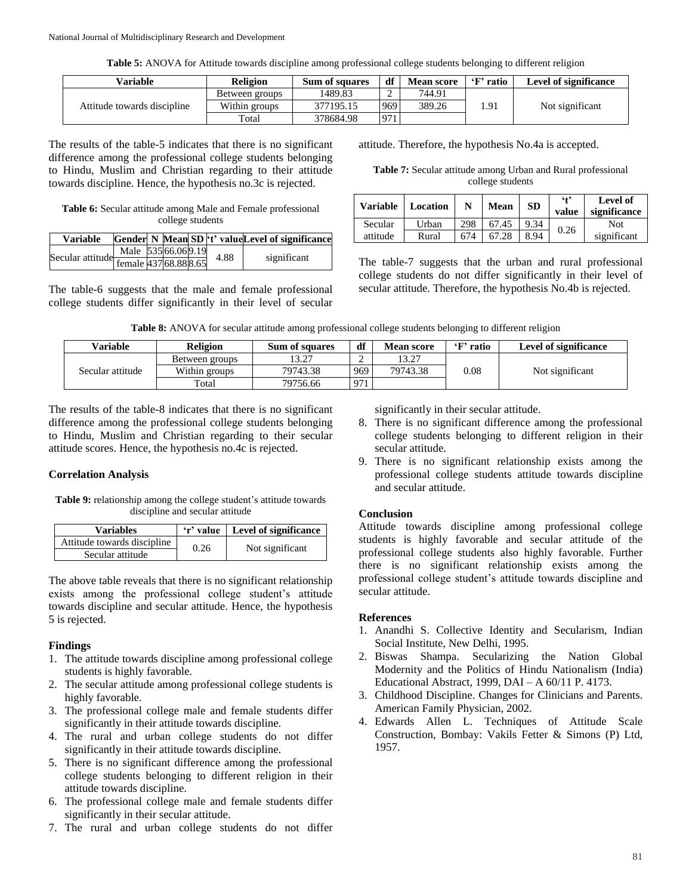**Table 5:** ANOVA for Attitude towards discipline among professional college students belonging to different religion

| Variable | Religion | Sum of squares | df | Mean score | 'F' ratio | Level of significance |
|---|---|---|---|---|---|---|
| Attitude towards discipline | Between groups | 1489.83 | 2 | 744.91 | 1.91 | Not significant |
| | Within groups | 377195.15 | 969 | 389.26 | | |
| | Total | 378684.98 | 971 | | | |

The results of the table-5 indicates that there is no significant difference among the professional college students belonging to Hindu, Muslim and Christian regarding to their attitude towards discipline. Hence, the hypothesis no.3c is rejected.

**Table 6:** Secular attitude among Male and Female professional college students

| Variable | Gender | N | Mean | SD | 't' value | Level of significance |
|---|---|---|---|---|---|---|
| Secular attitude | Male | 535 | 66.06 | 9.19 | 4.88 | significant |
| | female | 437 | 68.88 | 8.65 | | |

The table-6 suggests that the male and female professional college students differ significantly in their level of secular attitude. Therefore, the hypothesis No.4a is accepted.

**Table 7:** Secular attitude among Urban and Rural professional college students

| Variable | Location | N | Mean | SD | 't' value | Level of significance |
|---|---|---|---|---|---|---|
| Secular attitude | Urban | 298 | 67.45 | 9.34 | 0.26 | Not significant |
| | Rural | 674 | 67.28 | 8.94 | | |

The table-7 suggests that the urban and rural professional college students do not differ significantly in their level of secular attitude. Therefore, the hypothesis No.4b is rejected.

**Table 8:** ANOVA for secular attitude among professional college students belonging to different religion

| Variable | Religion | Sum of squares | df | Mean score | 'F' ratio | Level of significance |
|---|---|---|---|---|---|---|
| Secular attitude | Between groups | 13.27 | 2 | 13.27 | 0.08 | Not significant |
| | Within groups | 79743.38 | 969 | 79743.38 | | |
| | Total | 79756.66 | 971 | | | |

The results of the table-8 indicates that there is no significant difference among the professional college students belonging to Hindu, Muslim and Christian regarding to their secular attitude scores. Hence, the hypothesis no.4c is rejected.

**Correlation Analysis**

**Table 9:** relationship among the college student's attitude towards discipline and secular attitude

| Variables | 'r' value | Level of significance |
|---|---|---|
| Attitude towards discipline | 0.26 | Not significant |
| Secular attitude | | |

The above table reveals that there is no significant relationship exists among the professional college student's attitude towards discipline and secular attitude. Hence, the hypothesis 5 is rejected.

**Findings**

1. The attitude towards discipline among professional college students is highly favorable.
2. The secular attitude among professional college students is highly favorable.
3. The professional college male and female students differ significantly in their attitude towards discipline.
4. The rural and urban college students do not differ significantly in their attitude towards discipline.
5. There is no significant difference among the professional college students belonging to different religion in their attitude towards discipline.
6. The professional college male and female students differ significantly in their secular attitude.
7. The rural and urban college students do not differ significantly in their secular attitude.
8. There is no significant difference among the professional college students belonging to different religion in their secular attitude.
9. There is no significant relationship exists among the professional college students attitude towards discipline and secular attitude.

**Conclusion**

Attitude towards discipline among professional college students is highly favorable and secular attitude of the professional college students also highly favorable. Further there is no significant relationship exists among the professional college student's attitude towards discipline and secular attitude.

**References**

1. Anandhi S. Collective Identity and Secularism, Indian Social Institute, New Delhi, 1995.
2. Biswas Shampa. Secularizing the Nation Global Modernity and the Politics of Hindu Nationalism (India) Educational Abstract, 1999, DAI – A 60/11 P. 4173.
3. Childhood Discipline. Changes for Clinicians and Parents. American Family Physician, 2002.
4. Edwards Allen L. Techniques of Attitude Scale Construction, Bombay: Vakils Fetter & Simons (P) Ltd, 1957.